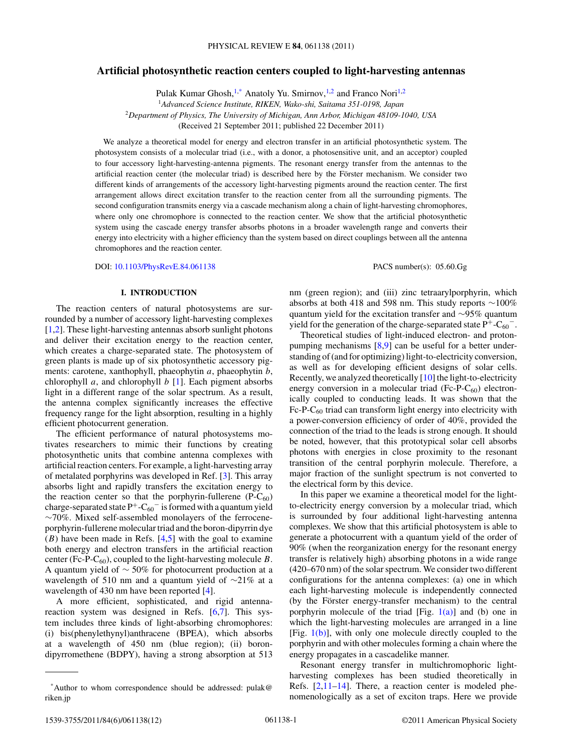# Artificial photosynthetic reaction centers coupled to light-harvesting antennas

Pulak Kumar Ghosh,[1,*] Anatoly Yu. Smirnov,[1,2] and Franco Nori[1,2]

[1]*Advanced Science Institute, RIKEN, Wako-shi, Saitama 351-0198, Japan*

[2]*Department of Physics, The University of Michigan, Ann Arbor, Michigan 48109-1040, USA*

(Received 21 September 2011; published 22 December 2011)

We analyze a theoretical model for energy and electron transfer in an artificial photosynthetic system. The photosystem consists of a molecular triad (i.e., with a donor, a photosensitive unit, and an acceptor) coupled to four accessory light-harvesting-antenna pigments. The resonant energy transfer from the antennas to the artificial reaction center (the molecular triad) is described here by the Förster mechanism. We consider two different kinds of arrangements of the accessory light-harvesting pigments around the reaction center. The first arrangement allows direct excitation transfer to the reaction center from all the surrounding pigments. The second configuration transmits energy via a cascade mechanism along a chain of light-harvesting chromophores, where only one chromophore is connected to the reaction center. We show that the artificial photosynthetic system using the cascade energy transfer absorbs photons in a broader wavelength range and converts their energy into electricity with a higher efficiency than the system based on direct couplings between all the antenna chromophores and the reaction center.

DOI: 10.1103/PhysRevE.84.061138 PACS number(s): 05.60.Gg

## I. INTRODUCTION

The reaction centers of natural photosystems are surrounded by a number of accessory light-harvesting complexes [1,2]. These light-harvesting antennas absorb sunlight photons and deliver their excitation energy to the reaction center, which creates a charge-separated state. The photosystem of green plants is made up of six photosynthetic accessory pigments: carotene, xanthophyll, phaeophytin *a*, phaeophytin *b*, chlorophyll *a*, and chlorophyll *b* [1]. Each pigment absorbs light in a different range of the solar spectrum. As a result, the antenna complex significantly increases the effective frequency range for the light absorption, resulting in a highly efficient photocurrent generation.

The efficient performance of natural photosystems motivates researchers to mimic their functions by creating photosynthetic units that combine antenna complexes with artificial reaction centers. For example, a light-harvesting array of metalated porphyrins was developed in Ref. [3]. This array absorbs light and rapidly transfers the excitation energy to the reaction center so that the porphyrin-fullerene (P-$C_{60}$) charge-separated state $P^+$-$C_{60}{}^-$ is formed with a quantum yield ~70%. Mixed self-assembled monolayers of the ferrocene-porphyrin-fullerene molecular triad and the boron-dipyrrin dye (*B*) have been made in Refs. [4,5] with the goal to examine both energy and electron transfers in the artificial reaction center (Fc-P-$C_{60}$), coupled to the light-harvesting molecule *B*. A quantum yield of ~ 50% for photocurrent production at a wavelength of 510 nm and a quantum yield of ~21% at a wavelength of 430 nm have been reported [4].

A more efficient, sophisticated, and rigid antenna-reaction system was designed in Refs. [6,7]. This system includes three kinds of light-absorbing chromophores: (i) bis(phenylethynyl)anthracene (BPEA), which absorbs at a wavelength of 450 nm (blue region); (ii) boron-dipyrromethene (BDPY), having a strong absorption at 513 nm (green region); and (iii) zinc tetraarylporphyrin, which absorbs at both 418 and 598 nm. This study reports ~100% quantum yield for the excitation transfer and ~95% quantum yield for the generation of the charge-separated state $P^+$-$C_{60}{}^-$.

Theoretical studies of light-induced electron- and proton-pumping mechanisms [8,9] can be useful for a better understanding of (and for optimizing) light-to-electricity conversion, as well as for developing efficient designs of solar cells. Recently, we analyzed theoretically [10] the light-to-electricity energy conversion in a molecular triad (Fc-P-$C_{60}$) electronically coupled to conducting leads. It was shown that the Fc-P-$C_{60}$ triad can transform light energy into electricity with a power-conversion efficiency of order of 40%, provided the connection of the triad to the leads is strong enough. It should be noted, however, that this prototypical solar cell absorbs photons with energies in close proximity to the resonant transition of the central porphyrin molecule. Therefore, a major fraction of the sunlight spectrum is not converted to the electrical form by this device.

In this paper we examine a theoretical model for the light-to-electricity energy conversion by a molecular triad, which is surrounded by four additional light-harvesting antenna complexes. We show that this artificial photosystem is able to generate a photocurrent with a quantum yield of the order of 90% (when the reorganization energy for the resonant energy transfer is relatively high) absorbing photons in a wide range (420–670 nm) of the solar spectrum. We consider two different configurations for the antenna complexes: (a) one in which each light-harvesting molecule is independently connected (by the Förster energy-transfer mechanism) to the central porphyrin molecule of the triad [Fig. 1(a)] and (b) one in which the light-harvesting molecules are arranged in a line [Fig. 1(b)], with only one molecule directly coupled to the porphyrin and with other molecules forming a chain where the energy propagates in a cascadelike manner.

Resonant energy transfer in multichromophoric light-harvesting complexes has been studied theoretically in Refs. [2,11–14]. There, a reaction center is modeled phenomenologically as a set of exciton traps. Here we provide

*Author to whom correspondence should be addressed: pulak@riken.jp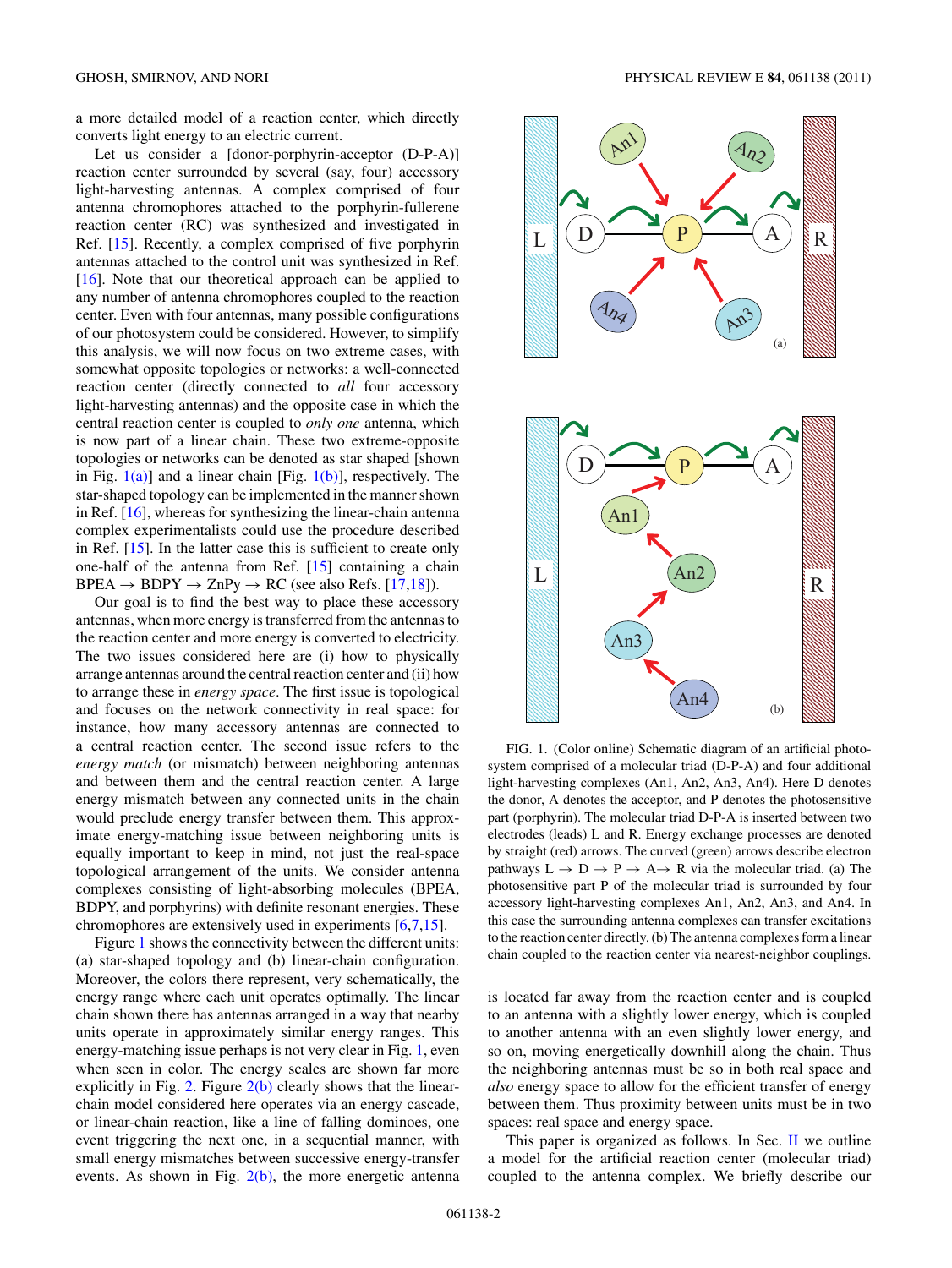a more detailed model of a reaction center, which directly converts light energy to an electric current.

Let us consider a [donor-porphyrin-acceptor (D-P-A)] reaction center surrounded by several (say, four) accessory light-harvesting antennas. A complex comprised of four antenna chromophores attached to the porphyrin-fullerene reaction center (RC) was synthesized and investigated in Ref. [15]. Recently, a complex comprised of five porphyrin antennas attached to the control unit was synthesized in Ref. [16]. Note that our theoretical approach can be applied to any number of antenna chromophores coupled to the reaction center. Even with four antennas, many possible configurations of our photosystem could be considered. However, to simplify this analysis, we will now focus on two extreme cases, with somewhat opposite topologies or networks: a well-connected reaction center (directly connected to *all* four accessory light-harvesting antennas) and the opposite case in which the central reaction center is coupled to *only one* antenna, which is now part of a linear chain. These two extreme-opposite topologies or networks can be denoted as star shaped [shown in Fig. 1(a)] and a linear chain [Fig. 1(b)], respectively. The star-shaped topology can be implemented in the manner shown in Ref. [16], whereas for synthesizing the linear-chain antenna complex experimentalists could use the procedure described in Ref. [15]. In the latter case this is sufficient to create only one-half of the antenna from Ref. [15] containing a chain BPEA → BDPY → ZnPy → RC (see also Refs. [17,18]).

Our goal is to find the best way to place these accessory antennas, when more energy is transferred from the antennas to the reaction center and more energy is converted to electricity. The two issues considered here are (i) how to physically arrange antennas around the central reaction center and (ii) how to arrange these in *energy space*. The first issue is topological and focuses on the network connectivity in real space: for instance, how many accessory antennas are connected to a central reaction center. The second issue refers to the *energy match* (or mismatch) between neighboring antennas and between them and the central reaction center. A large energy mismatch between any connected units in the chain would preclude energy transfer between them. This approximate energy-matching issue between neighboring units is equally important to keep in mind, not just the real-space topological arrangement of the units. We consider antenna complexes consisting of light-absorbing molecules (BPEA, BDPY, and porphyrins) with definite resonant energies. These chromophores are extensively used in experiments [6,7,15].

Figure 1 shows the connectivity between the different units: (a) star-shaped topology and (b) linear-chain configuration. Moreover, the colors there represent, very schematically, the energy range where each unit operates optimally. The linear chain shown there has antennas arranged in a way that nearby units operate in approximately similar energy ranges. This energy-matching issue perhaps is not very clear in Fig. 1, even when seen in color. The energy scales are shown far more explicitly in Fig. 2. Figure 2(b) clearly shows that the linear-chain model considered here operates via an energy cascade, or linear-chain reaction, like a line of falling dominoes, one event triggering the next one, in a sequential manner, with small energy mismatches between successive energy-transfer events. As shown in Fig. 2(b), the more energetic antenna is located far away from the reaction center and is coupled to an antenna with a slightly lower energy, which is coupled to another antenna with an even slightly lower energy, and so on, moving energetically downhill along the chain. Thus the neighboring antennas must be so in both real space and *also* energy space to allow for the efficient transfer of energy between them. Thus proximity between units must be in two spaces: real space and energy space.

FIG. 1. (Color online) Schematic diagram of an artificial photosystem comprised of a molecular triad (D-P-A) and four additional light-harvesting complexes (An1, An2, An3, An4). Here D denotes the donor, A denotes the acceptor, and P denotes the photosensitive part (porphyrin). The molecular triad D-P-A is inserted between two electrodes (leads) L and R. Energy exchange processes are denoted by straight (red) arrows. The curved (green) arrows describe electron pathways L → D → P → A→ R via the molecular triad. (a) The photosensitive part P of the molecular triad is surrounded by four accessory light-harvesting complexes An1, An2, An3, and An4. In this case the surrounding antenna complexes can transfer excitations to the reaction center directly. (b) The antenna complexes form a linear chain coupled to the reaction center via nearest-neighbor couplings.

This paper is organized as follows. In Sec. II we outline a model for the artificial reaction center (molecular triad) coupled to the antenna complex. We briefly describe our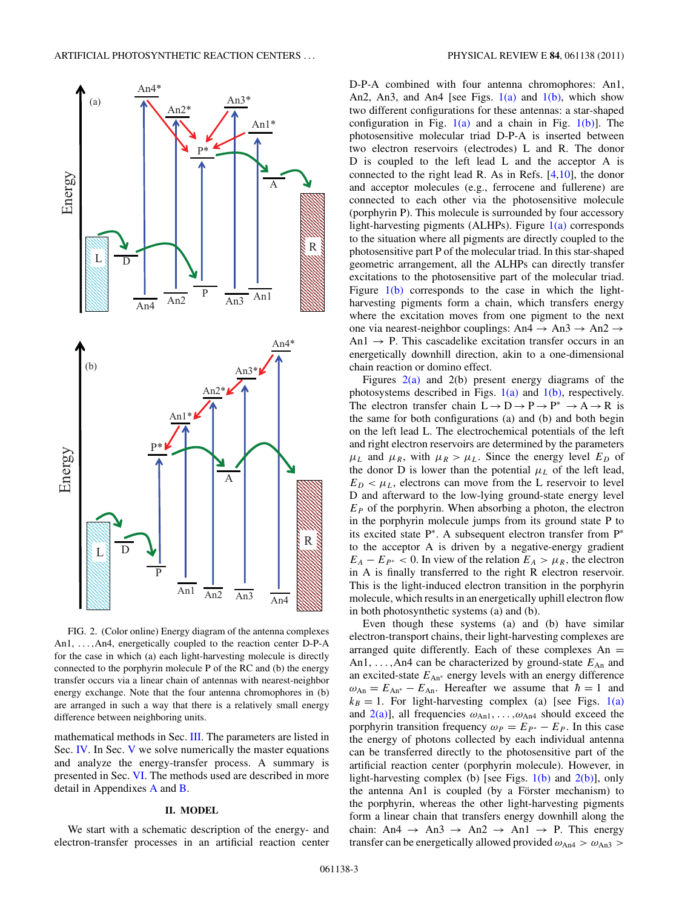FIG. 2. (Color online) Energy diagram of the antenna complexes An1, ..., An4, energetically coupled to the reaction center D-P-A for the case in which (a) each light-harvesting molecule is directly connected to the porphyrin molecule P of the RC and (b) the energy transfer occurs via a linear chain of antennas with nearest-neighbor energy exchange. Note that the four antenna chromophores in (b) are arranged in such a way that there is a relatively small energy difference between neighboring units.

mathematical methods in Sec. III. The parameters are listed in Sec. IV. In Sec. V we solve numerically the master equations and analyze the energy-transfer process. A summary is presented in Sec. VI. The methods used are described in more detail in Appendixes A and B.

## II. MODEL

We start with a schematic description of the energy- and electron-transfer processes in an artificial reaction center D-P-A combined with four antenna chromophores: An1, An2, An3, and An4 [see Figs. 1(a) and 1(b), which show two different configurations for these antennas: a star-shaped configuration in Fig. 1(a) and a chain in Fig. 1(b)]. The photosensitive molecular triad D-P-A is inserted between two electron reservoirs (electrodes) L and R. The donor D is coupled to the left lead L and the acceptor A is connected to the right lead R. As in Refs. [4,10], the donor and acceptor molecules (e.g., ferrocene and fullerene) are connected to each other via the photosensitive molecule (porphyrin P). This molecule is surrounded by four accessory light-harvesting pigments (ALHPs). Figure 1(a) corresponds to the situation where all pigments are directly coupled to the photosensitive part P of the molecular triad. In this star-shaped geometric arrangement, all the ALHPs can directly transfer excitations to the photosensitive part of the molecular triad. Figure 1(b) corresponds to the case in which the light-harvesting pigments form a chain, which transfers energy where the excitation moves from one pigment to the next one via nearest-neighbor couplings: An4 → An3 → An2 → An1 → P. This cascadelike excitation transfer occurs in an energetically downhill direction, akin to a one-dimensional chain reaction or domino effect.

Figures 2(a) and 2(b) present energy diagrams of the photosystems described in Figs. 1(a) and 1(b), respectively. The electron transfer chain L → D → P → P$^*$ → A → R is the same for both configurations (a) and (b) and both begin on the left lead L. The electrochemical potentials of the left and right electron reservoirs are determined by the parameters $\mu_L$ and $\mu_R$, with $\mu_R > \mu_L$. Since the energy level $E_D$ of the donor D is lower than the potential $\mu_L$ of the left lead, $E_D < \mu_L$, electrons can move from the L reservoir to level D and afterward to the low-lying ground-state energy level $E_P$ of the porphyrin. When absorbing a photon, the electron in the porphyrin molecule jumps from its ground state P to its excited state P$^*$. A subsequent electron transfer from P$^*$ to the acceptor A is driven by a negative-energy gradient $E_A - E_{P^*} < 0$. In view of the relation $E_A > \mu_R$, the electron in A is finally transferred to the right R electron reservoir. This is the light-induced electron transition in the porphyrin molecule, which results in an energetically uphill electron flow in both photosynthetic systems (a) and (b).

Even though these systems (a) and (b) have similar electron-transport chains, their light-harvesting complexes are arranged quite differently. Each of these complexes An = An1, ..., An4 can be characterized by ground-state $E_{\rm An}$ and an excited-state $E_{\rm An^*}$ energy levels with an energy difference $\omega_{\rm An} = E_{\rm An^*} - E_{\rm An}$. Hereafter we assume that $\hbar = 1$ and $k_B = 1$. For light-harvesting complex (a) [see Figs. 1(a) and 2(a)], all frequencies $\omega_{\rm An1}, \ldots, \omega_{\rm An4}$ should exceed the porphyrin transition frequency $\omega_P = E_{P^*} - E_P$. In this case the energy of photons collected by each individual antenna can be transferred directly to the photosensitive part of the artificial reaction center (porphyrin molecule). However, in light-harvesting complex (b) [see Figs. 1(b) and 2(b)], only the antenna An1 is coupled (by a Förster mechanism) to the porphyrin, whereas the other light-harvesting pigments form a linear chain that transfers energy downhill along the chain: An4 → An3 → An2 → An1 → P. This energy transfer can be energetically allowed provided $\omega_{\rm An4} > \omega_{\rm An3} >$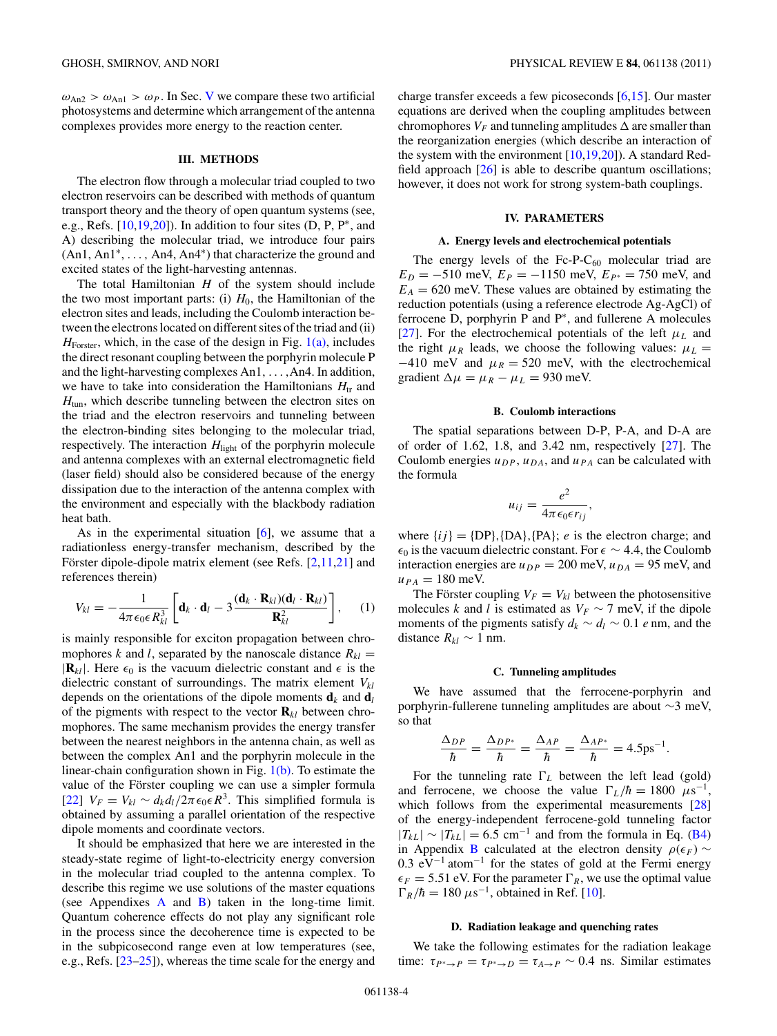$\omega_{\text{An2}} > \omega_{\text{An1}} > \omega_P$. In Sec. V we compare these two artificial photosystems and determine which arrangement of the antenna complexes provides more energy to the reaction center.

## III. METHODS

The electron flow through a molecular triad coupled to two electron reservoirs can be described with methods of quantum transport theory and the theory of open quantum systems (see, e.g., Refs. [10,19,20]). In addition to four sites (D, P, P*, and A) describing the molecular triad, we introduce four pairs (An1, An1*, ..., An4, An4*) that characterize the ground and excited states of the light-harvesting antennas.

The total Hamiltonian $H$ of the system should include the two most important parts: (i) $H_0$, the Hamiltonian of the electron sites and leads, including the Coulomb interaction between the electrons located on different sites of the triad and (ii) $H_{\text{Forster}}$, which, in the case of the design in Fig. 1(a), includes the direct resonant coupling between the porphyrin molecule P and the light-harvesting complexes An1, ..., An4. In addition, we have to take into consideration the Hamiltonians $H_{\text{tr}}$ and $H_{\text{tun}}$, which describe tunneling between the electron sites on the triad and the electron reservoirs and tunneling between the electron-binding sites belonging to the molecular triad, respectively. The interaction $H_{\text{light}}$ of the porphyrin molecule and antenna complexes with an external electromagnetic field (laser field) should also be considered because of the energy dissipation due to the interaction of the antenna complex with the environment and especially with the blackbody radiation heat bath.

As in the experimental situation [6], we assume that a radiationless energy-transfer mechanism, described by the Förster dipole-dipole matrix element (see Refs. [2,11,21] and references therein)

$$V_{kl} = -\frac{1}{4\pi\epsilon_0\epsilon R_{kl}^3}\left[\mathbf{d}_k \cdot \mathbf{d}_l - 3\frac{(\mathbf{d}_k \cdot \mathbf{R}_{kl})(\mathbf{d}_l \cdot \mathbf{R}_{kl})}{\mathbf{R}_{kl}^2}\right], \quad (1)$$

is mainly responsible for exciton propagation between chromophores $k$ and $l$, separated by the nanoscale distance $R_{kl} = |\mathbf{R}_{kl}|$. Here $\epsilon_0$ is the vacuum dielectric constant and $\epsilon$ is the dielectric constant of surroundings. The matrix element $V_{kl}$ depends on the orientations of the dipole moments $\mathbf{d}_k$ and $\mathbf{d}_l$ of the pigments with respect to the vector $\mathbf{R}_{kl}$ between chromophores. The same mechanism provides the energy transfer between the nearest neighbors in the antenna chain, as well as between the complex An1 and the porphyrin molecule in the linear-chain configuration shown in Fig. 1(b). To estimate the value of the Förster coupling we can use a simpler formula [22] $V_F = V_{kl} \sim d_k d_l / 2\pi\epsilon_0\epsilon R^3$. This simplified formula is obtained by assuming a parallel orientation of the respective dipole moments and coordinate vectors.

It should be emphasized that here we are interested in the steady-state regime of light-to-electricity energy conversion in the molecular triad coupled to the antenna complex. To describe this regime we use solutions of the master equations (see Appendixes A and B) taken in the long-time limit. Quantum coherence effects do not play any significant role in the process since the decoherence time is expected to be in the subpicosecond range even at low temperatures (see, e.g., Refs. [23–25]), whereas the time scale for the energy and charge transfer exceeds a few picoseconds [6,15]. Our master equations are derived when the coupling amplitudes between chromophores $V_F$ and tunneling amplitudes $\Delta$ are smaller than the reorganization energies (which describe an interaction of the system with the environment [10,19,20]). A standard Redfield approach [26] is able to describe quantum oscillations; however, it does not work for strong system-bath couplings.

## IV. PARAMETERS

### A. Energy levels and electrochemical potentials

The energy levels of the Fc-P-$C_{60}$ molecular triad are $E_D = -510$ meV, $E_P = -1150$ meV, $E_{P^*} = 750$ meV, and $E_A = 620$ meV. These values are obtained by estimating the reduction potentials (using a reference electrode Ag-AgCl) of ferrocene D, porphyrin P and P*, and fullerene A molecules [27]. For the electrochemical potentials of the left $\mu_L$ and the right $\mu_R$ leads, we choose the following values: $\mu_L = -410$ meV and $\mu_R = 520$ meV, with the electrochemical gradient $\Delta\mu = \mu_R - \mu_L = 930$ meV.

### B. Coulomb interactions

The spatial separations between D-P, P-A, and D-A are of order of 1.62, 1.8, and 3.42 nm, respectively [27]. The Coulomb energies $u_{DP}$, $u_{DA}$, and $u_{PA}$ can be calculated with the formula

$$u_{ij} = \frac{e^2}{4\pi\epsilon_0\epsilon r_{ij}},$$

where $\{ij\} = \{\text{DP}\},\{\text{DA}\},\{\text{PA}\}$; $e$ is the electron charge; and $\epsilon_0$ is the vacuum dielectric constant. For $\epsilon \sim 4.4$, the Coulomb interaction energies are $u_{DP} = 200$ meV, $u_{DA} = 95$ meV, and $u_{PA} = 180$ meV.

The Förster coupling $V_F = V_{kl}$ between the photosensitive molecules $k$ and $l$ is estimated as $V_F \sim 7$ meV, if the dipole moments of the pigments satisfy $d_k \sim d_l \sim 0.1\ e$ nm, and the distance $R_{kl} \sim 1$ nm.

### C. Tunneling amplitudes

We have assumed that the ferrocene-porphyrin and porphyrin-fullerene tunneling amplitudes are about $\sim$3 meV, so that

$$\frac{\Delta_{DP}}{\hbar} = \frac{\Delta_{DP^*}}{\hbar} = \frac{\Delta_{AP}}{\hbar} = \frac{\Delta_{AP^*}}{\hbar} = 4.5\text{ps}^{-1}.$$

For the tunneling rate $\Gamma_L$ between the left lead (gold) and ferrocene, we choose the value $\Gamma_L/\hbar = 1800\ \mu\text{s}^{-1}$, which follows from the experimental measurements [28] of the energy-independent ferrocene-gold tunneling factor $|T_{kL}| \sim |T_{kL}| = 6.5\ \text{cm}^{-1}$ and from the formula in Eq. (B4) in Appendix B calculated at the electron density $\rho(\epsilon_F) \sim 0.3\ \text{eV}^{-1}\ \text{atom}^{-1}$ for the states of gold at the Fermi energy $\epsilon_F = 5.51$ eV. For the parameter $\Gamma_R$, we use the optimal value $\Gamma_R/\hbar = 180\ \mu\text{s}^{-1}$, obtained in Ref. [10].

### D. Radiation leakage and quenching rates

We take the following estimates for the radiation leakage time: $\tau_{P^* \to P} = \tau_{P^* \to D} = \tau_{A \to P} \sim 0.4$ ns. Similar estimates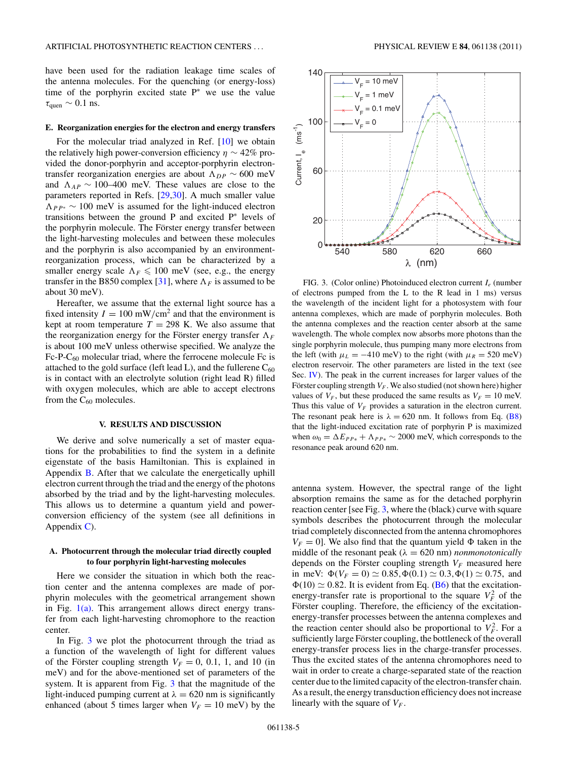have been used for the radiation leakage time scales of the antenna molecules. For the quenching (or energy-loss) time of the porphyrin excited state P* we use the value $\tau_{\rm quen} \sim 0.1$ ns.

### E. Reorganization energies for the electron and energy transfers

For the molecular triad analyzed in Ref. [10] we obtain the relatively high power-conversion efficiency $\eta \sim 42\%$ provided the donor-porphyrin and acceptor-porphyrin electron-transfer reorganization energies are about $\Lambda_{DP} \sim 600$ meV and $\Lambda_{AP} \sim 100$–400 meV. These values are close to the parameters reported in Refs. [29,30]. A much smaller value $\Lambda_{PP^*} \sim 100$ meV is assumed for the light-induced electron transitions between the ground P and excited P* levels of the porphyrin molecule. The Förster energy transfer between the light-harvesting molecules and between these molecules and the porphyrin is also accompanied by an environment-reorganization process, which can be characterized by a smaller energy scale $\Lambda_F \leqslant 100$ meV (see, e.g., the energy transfer in the B850 complex [31], where $\Lambda_F$ is assumed to be about 30 meV).

Hereafter, we assume that the external light source has a fixed intensity $I = 100$ mW/cm$^2$ and that the environment is kept at room temperature $T = 298$ K. We also assume that the reorganization energy for the Förster energy transfer $\Lambda_F$ is about 100 meV unless otherwise specified. We analyze the Fc-P-$C_{60}$ molecular triad, where the ferrocene molecule Fc is attached to the gold surface (left lead L), and the fullerene $C_{60}$ is in contact with an electrolyte solution (right lead R) filled with oxygen molecules, which are able to accept electrons from the $C_{60}$ molecules.

## V. RESULTS AND DISCUSSION

We derive and solve numerically a set of master equations for the probabilities to find the system in a definite eigenstate of the basis Hamiltonian. This is explained in Appendix B. After that we calculate the energetically uphill electron current through the triad and the energy of the photons absorbed by the triad and by the light-harvesting molecules. This allows us to determine a quantum yield and power-conversion efficiency of the system (see all definitions in Appendix C).

### A. Photocurrent through the molecular triad directly coupled to four porphyrin light-harvesting molecules

Here we consider the situation in which both the reaction center and the antenna complexes are made of porphyrin molecules with the geometrical arrangement shown in Fig. 1(a). This arrangement allows direct energy transfer from each light-harvesting chromophore to the reaction center.

In Fig. 3 we plot the photocurrent through the triad as a function of the wavelength of light for different values of the Förster coupling strength $V_F = 0$, 0.1, 1, and 10 (in meV) and for the above-mentioned set of parameters of the system. It is apparent from Fig. 3 that the magnitude of the light-induced pumping current at $\lambda = 620$ nm is significantly enhanced (about 5 times larger when $V_F = 10$ meV) by the antenna system. However, the spectral range of the light absorption remains the same as for the detached porphyrin reaction center [see Fig. 3, where the (black) curve with square symbols describes the photocurrent through the molecular triad completely disconnected from the antenna chromophores $V_F = 0$]. We also find that the quantum yield $\Phi$ taken in the middle of the resonant peak ($\lambda = 620$ nm) *nonmonotonically* depends on the Förster coupling strength $V_F$ measured here in meV: $\Phi(V_F = 0) \simeq 0.85, \Phi(0.1) \simeq 0.3, \Phi(1) \simeq 0.75$, and $\Phi(10) \simeq 0.82$. It is evident from Eq. (B6) that the excitation-energy-transfer rate is proportional to the square $V_F^2$ of the Förster coupling. Therefore, the efficiency of the excitation-energy-transfer processes between the antenna complexes and the reaction center should also be proportional to $V_F^2$. For a sufficiently large Förster coupling, the bottleneck of the overall energy-transfer process lies in the charge-transfer processes. Thus the excited states of the antenna chromophores need to wait in order to create a charge-separated state of the reaction center due to the limited capacity of the electron-transfer chain. As a result, the energy transduction efficiency does not increase linearly with the square of $V_F$.

FIG. 3. (Color online) Photoinduced electron current $I_e$ (number of electrons pumped from the L to the R lead in 1 ms) versus the wavelength of the incident light for a photosystem with four antenna complexes, which are made of porphyrin molecules. Both the antenna complexes and the reaction center absorb at the same wavelength. The whole complex now absorbs more photons than the single porphyrin molecule, thus pumping many more electrons from the left (with $\mu_L = -410$ meV) to the right (with $\mu_R = 520$ meV) electron reservoir. The other parameters are listed in the text (see Sec. IV). The peak in the current increases for larger values of the Förster coupling strength $V_F$. We also studied (not shown here) higher values of $V_F$, but these produced the same results as $V_F = 10$ meV. Thus this value of $V_F$ provides a saturation in the electron current. The resonant peak here is $\lambda = 620$ nm. It follows from Eq. (B8) that the light-induced excitation rate of porphyrin P is maximized when $\omega_0 = \Delta E_{PP*} + \Lambda_{PP*} \sim 2000$ meV, which corresponds to the resonance peak around 620 nm.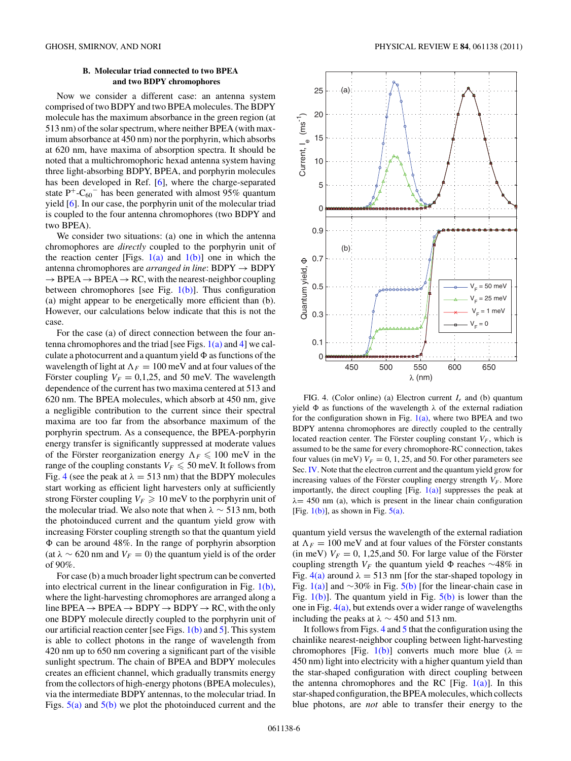### B. Molecular triad connected to two BPEA and two BDPY chromophores

Now we consider a different case: an antenna system comprised of two BDPY and two BPEA molecules. The BDPY molecule has the maximum absorbance in the green region (at 513 nm) of the solar spectrum, where neither BPEA (with maximum absorbance at 450 nm) nor the porphyrin, which absorbs at 620 nm, have maxima of absorption spectra. It should be noted that a multichromophoric hexad antenna system having three light-absorbing BDPY, BPEA, and porphyrin molecules has been developed in Ref. [6], where the charge-separated state $P^+$-$C_{60}{}^-$ has been generated with almost 95% quantum yield [6]. In our case, the porphyrin unit of the molecular triad is coupled to the four antenna chromophores (two BDPY and two BPEA).

We consider two situations: (a) one in which the antenna chromophores are *directly* coupled to the porphyrin unit of the reaction center [Figs. 1(a) and 1(b)] one in which the antenna chromophores are *arranged in line*: BDPY → BDPY → BPEA → BPEA → RC, with the nearest-neighbor coupling between chromophores [see Fig. 1(b)]. Thus configuration (a) might appear to be energetically more efficient than (b). However, our calculations below indicate that this is not the case.

For the case (a) of direct connection between the four antenna chromophores and the triad [see Figs. 1(a) and 4] we calculate a photocurrent and a quantum yield Φ as functions of the wavelength of light at $\Lambda_F = 100$ meV and at four values of the Förster coupling $V_F = 0$,1,25, and 50 meV. The wavelength dependence of the current has two maxima centered at 513 and 620 nm. The BPEA molecules, which absorb at 450 nm, give a negligible contribution to the current since their spectral maxima are too far from the absorbance maximum of the porphyrin spectrum. As a consequence, the BPEA-porphyrin energy transfer is significantly suppressed at moderate values of the Förster reorganization energy $\Lambda_F \leqslant 100$ meV in the range of the coupling constants $V_F \leqslant 50$ meV. It follows from Fig. 4 (see the peak at $\lambda = 513$ nm) that the BDPY molecules start working as efficient light harvesters only at sufficiently strong Förster coupling $V_F \geqslant 10$ meV to the porphyrin unit of the molecular triad. We also note that when $\lambda \sim 513$ nm, both the photoinduced current and the quantum yield grow with increasing Förster coupling strength so that the quantum yield Φ can be around 48%. In the range of porphyrin absorption (at $\lambda \sim 620$ nm and $V_F = 0$) the quantum yield is of the order of 90%.

For case (b) a much broader light spectrum can be converted into electrical current in the linear configuration in Fig. 1(b), where the light-harvesting chromophores are arranged along a line BPEA → BPEA → BDPY → BDPY → RC, with the only one BDPY molecule directly coupled to the porphyrin unit of our artificial reaction center [see Figs. 1(b) and 5]. This system is able to collect photons in the range of wavelength from 420 nm up to 650 nm covering a significant part of the visible sunlight spectrum. The chain of BPEA and BDPY molecules creates an efficient channel, which gradually transmits energy from the collectors of high-energy photons (BPEA molecules), via the intermediate BDPY antennas, to the molecular triad. In Figs. 5(a) and 5(b) we plot the photoinduced current and the quantum yield versus the wavelength of the external radiation at $\Lambda_F = 100$ meV and at four values of the Förster constants (in meV) $V_F = 0$, 1,25,and 50. For large value of the Förster coupling strength $V_F$ the quantum yield Φ reaches ∼48% in Fig. 4(a) around $\lambda = 513$ nm [for the star-shaped topology in Fig. 1(a)] and ∼30% in Fig. 5(b) [for the linear-chain case in Fig. 1(b)]. The quantum yield in Fig. 5(b) is lower than the one in Fig. 4(a), but extends over a wider range of wavelengths including the peaks at $\lambda \sim 450$ and 513 nm.

It follows from Figs. 4 and 5 that the configuration using the chainlike nearest-neighbor coupling between light-harvesting chromophores [Fig. 1(b)] converts much more blue ($\lambda =$ 450 nm) light into electricity with a higher quantum yield than the star-shaped configuration with direct coupling between the antenna chromophores and the RC [Fig. 1(a)]. In this star-shaped configuration, the BPEA molecules, which collects blue photons, are *not* able to transfer their energy to the

FIG. 4. (Color online) (a) Electron current $I_e$ and (b) quantum yield Φ as functions of the wavelength λ of the external radiation for the configuration shown in Fig. 1(a), where two BPEA and two BDPY antenna chromophores are directly coupled to the centrally located reaction center. The Förster coupling constant $V_F$, which is assumed to be the same for every chromophore-RC connection, takes four values (in meV) $V_F = 0$, 1, 25, and 50. For other parameters see Sec. IV. Note that the electron current and the quantum yield grow for increasing values of the Förster coupling energy strength $V_F$. More importantly, the direct coupling [Fig. 1(a)] suppresses the peak at $\lambda = 450$ nm (a), which is present in the linear chain configuration [Fig. 1(b)], as shown in Fig. 5(a).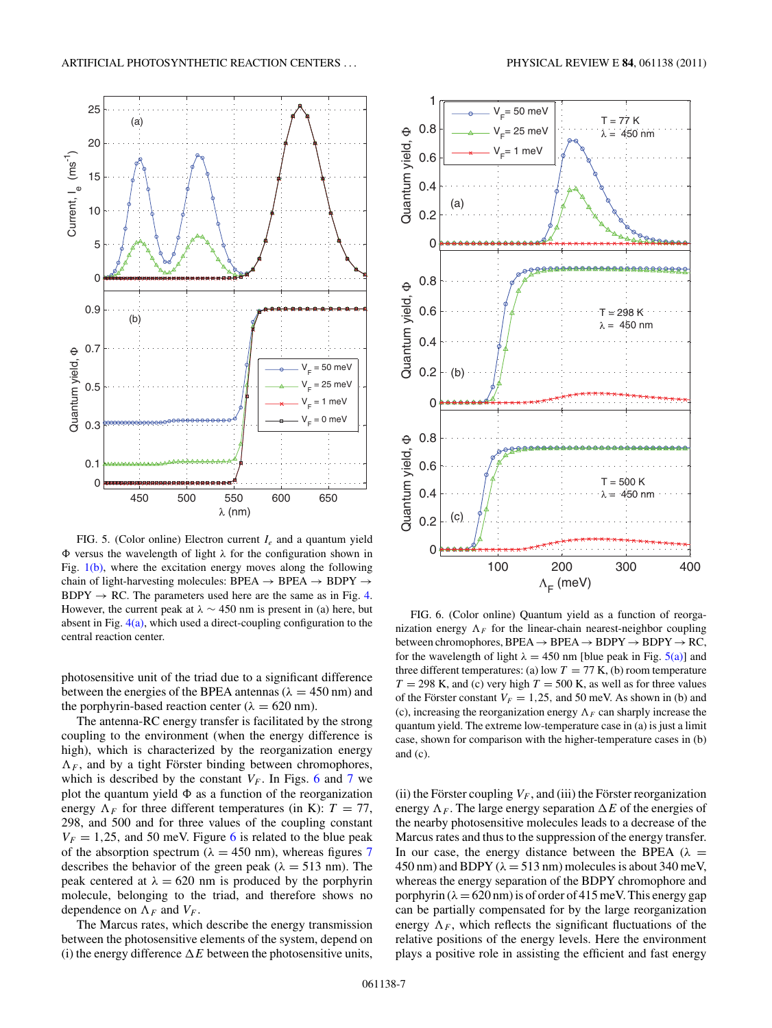FIG. 5. (Color online) Electron current $I_e$ and a quantum yield $\Phi$ versus the wavelength of light $\lambda$ for the configuration shown in Fig. 1(b), where the excitation energy moves along the following chain of light-harvesting molecules: BPEA → BPEA → BDPY → BDPY → RC. The parameters used here are the same as in Fig. 4. However, the current peak at $\lambda \sim 450$ nm is present in (a) here, but absent in Fig. 4(a), which used a direct-coupling configuration to the central reaction center.

FIG. 6. (Color online) Quantum yield as a function of reorganization energy $\Lambda_F$ for the linear-chain nearest-neighbor coupling between chromophores, BPEA → BPEA → BDPY → BDPY → RC, for the wavelength of light $\lambda = 450$ nm [blue peak in Fig. 5(a)] and three different temperatures: (a) low $T = 77$ K, (b) room temperature $T = 298$ K, and (c) very high $T = 500$ K, as well as for three values of the Förster constant $V_F = 1{,}25$, and 50 meV. As shown in (b) and (c), increasing the reorganization energy $\Lambda_F$ can sharply increase the quantum yield. The extreme low-temperature case in (a) is just a limit case, shown for comparison with the higher-temperature cases in (b) and (c).

photosensitive unit of the triad due to a significant difference between the energies of the BPEA antennas ($\lambda = 450$ nm) and the porphyrin-based reaction center ($\lambda = 620$ nm).

The antenna-RC energy transfer is facilitated by the strong coupling to the environment (when the energy difference is high), which is characterized by the reorganization energy $\Lambda_F$, and by a tight Förster binding between chromophores, which is described by the constant $V_F$. In Figs. 6 and 7 we plot the quantum yield $\Phi$ as a function of the reorganization energy $\Lambda_F$ for three different temperatures (in K): $T = 77$, 298, and 500 and for three values of the coupling constant $V_F = 1{,}25$, and 50 meV. Figure 6 is related to the blue peak of the absorption spectrum ($\lambda = 450$ nm), whereas figures 7 describes the behavior of the green peak ($\lambda = 513$ nm). The peak centered at $\lambda = 620$ nm is produced by the porphyrin molecule, belonging to the triad, and therefore shows no dependence on $\Lambda_F$ and $V_F$.

The Marcus rates, which describe the energy transmission between the photosensitive elements of the system, depend on (i) the energy difference $\Delta E$ between the photosensitive units, (ii) the Förster coupling $V_F$, and (iii) the Förster reorganization energy $\Lambda_F$. The large energy separation $\Delta E$ of the energies of the nearby photosensitive molecules leads to a decrease of the Marcus rates and thus to the suppression of the energy transfer. In our case, the energy distance between the BPEA ($\lambda = 450$ nm) and BDPY ($\lambda = 513$ nm) molecules is about 340 meV, whereas the energy separation of the BDPY chromophore and porphyrin ($\lambda = 620$ nm) is of order of 415 meV. This energy gap can be partially compensated for by the large reorganization energy $\Lambda_F$, which reflects the significant fluctuations of the relative positions of the energy levels. Here the environment plays a positive role in assisting the efficient and fast energy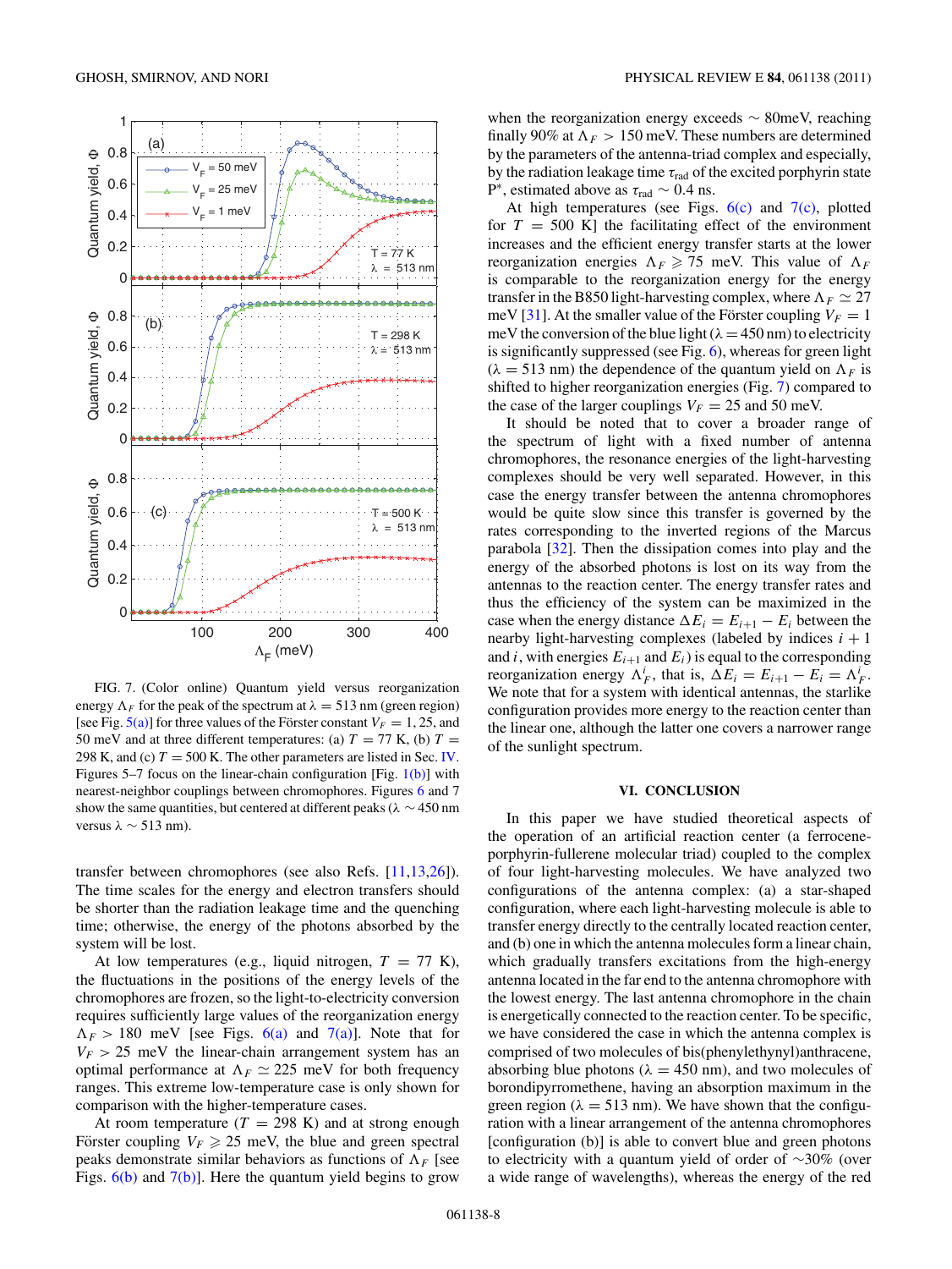FIG. 7. (Color online) Quantum yield versus reorganization energy $\Lambda_F$ for the peak of the spectrum at $\lambda = 513$ nm (green region) [see Fig. 5(a)] for three values of the Förster constant $V_F = 1$, 25, and 50 meV and at three different temperatures: (a) $T = 77$ K, (b) $T = 298$ K, and (c) $T = 500$ K. The other parameters are listed in Sec. IV. Figures 5–7 focus on the linear-chain configuration [Fig. 1(b)] with nearest-neighbor couplings between chromophores. Figures 6 and 7 show the same quantities, but centered at different peaks ($\lambda \sim 450$ nm versus $\lambda \sim 513$ nm).

transfer between chromophores (see also Refs. [11,13,26]). The time scales for the energy and electron transfers should be shorter than the radiation leakage time and the quenching time; otherwise, the energy of the photons absorbed by the system will be lost.

At low temperatures (e.g., liquid nitrogen, $T = 77$ K), the fluctuations in the positions of the energy levels of the chromophores are frozen, so the light-to-electricity conversion requires sufficiently large values of the reorganization energy $\Lambda_F > 180$ meV [see Figs. 6(a) and 7(a)]. Note that for $V_F > 25$ meV the linear-chain arrangement system has an optimal performance at $\Lambda_F \simeq 225$ meV for both frequency ranges. This extreme low-temperature case is only shown for comparison with the higher-temperature cases.

At room temperature ($T = 298$ K) and at strong enough Förster coupling $V_F \geqslant 25$ meV, the blue and green spectral peaks demonstrate similar behaviors as functions of $\Lambda_F$ [see Figs. 6(b) and 7(b)]. Here the quantum yield begins to grow when the reorganization energy exceeds $\sim 80$meV, reaching finally 90% at $\Lambda_F > 150$ meV. These numbers are determined by the parameters of the antenna-triad complex and especially, by the radiation leakage time $\tau_{\rm rad}$ of the excited porphyrin state P*, estimated above as $\tau_{\rm rad} \sim 0.4$ ns.

At high temperatures (see Figs. 6(c) and 7(c), plotted for $T = 500$ K] the facilitating effect of the environment increases and the efficient energy transfer starts at the lower reorganization energies $\Lambda_F \geqslant 75$ meV. This value of $\Lambda_F$ is comparable to the reorganization energy for the energy transfer in the B850 light-harvesting complex, where $\Lambda_F \simeq 27$ meV [31]. At the smaller value of the Förster coupling $V_F = 1$ meV the conversion of the blue light ($\lambda = 450$ nm) to electricity is significantly suppressed (see Fig. 6), whereas for green light ($\lambda = 513$ nm) the dependence of the quantum yield on $\Lambda_F$ is shifted to higher reorganization energies (Fig. 7) compared to the case of the larger couplings $V_F = 25$ and 50 meV.

It should be noted that to cover a broader range of the spectrum of light with a fixed number of antenna chromophores, the resonance energies of the light-harvesting complexes should be very well separated. However, in this case the energy transfer between the antenna chromophores would be quite slow since this transfer is governed by the rates corresponding to the inverted regions of the Marcus parabola [32]. Then the dissipation comes into play and the energy of the absorbed photons is lost on its way from the antennas to the reaction center. The energy transfer rates and thus the efficiency of the system can be maximized in the case when the energy distance $\Delta E_i = E_{i+1} - E_i$ between the nearby light-harvesting complexes (labeled by indices $i + 1$ and $i$, with energies $E_{i+1}$ and $E_i$) is equal to the corresponding reorganization energy $\Lambda_F^i$, that is, $\Delta E_i = E_{i+1} - E_i = \Lambda_F^i$. We note that for a system with identical antennas, the starlike configuration provides more energy to the reaction center than the linear one, although the latter one covers a narrower range of the sunlight spectrum.

## VI. CONCLUSION

In this paper we have studied theoretical aspects of the operation of an artificial reaction center (a ferrocene-porphyrin-fullerene molecular triad) coupled to the complex of four light-harvesting molecules. We have analyzed two configurations of the antenna complex: (a) a star-shaped configuration, where each light-harvesting molecule is able to transfer energy directly to the centrally located reaction center, and (b) one in which the antenna molecules form a linear chain, which gradually transfers excitations from the high-energy antenna located in the far end to the antenna chromophore with the lowest energy. The last antenna chromophore in the chain is energetically connected to the reaction center. To be specific, we have considered the case in which the antenna complex is comprised of two molecules of bis(phenylethynyl)anthracene, absorbing blue photons ($\lambda = 450$ nm), and two molecules of borondipyrromethene, having an absorption maximum in the green region ($\lambda = 513$ nm). We have shown that the configuration with a linear arrangement of the antenna chromophores [configuration (b)] is able to convert blue and green photons to electricity with a quantum yield of order of $\sim$30% (over a wide range of wavelengths), whereas the energy of the red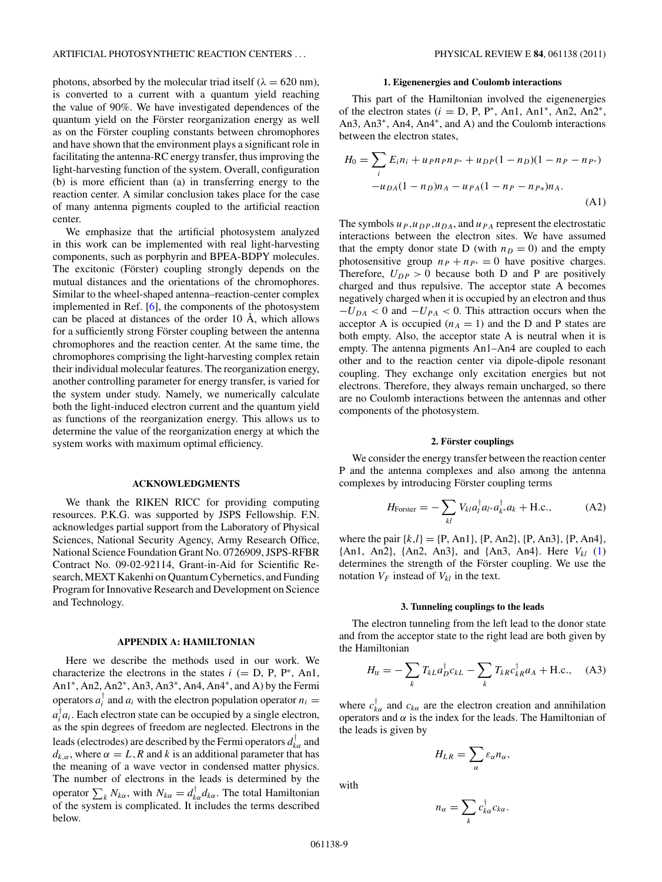photons, absorbed by the molecular triad itself ($\lambda = 620$ nm), is converted to a current with a quantum yield reaching the value of 90%. We have investigated dependences of the quantum yield on the Förster reorganization energy as well as on the Förster coupling constants between chromophores and have shown that the environment plays a significant role in facilitating the antenna-RC energy transfer, thus improving the light-harvesting function of the system. Overall, configuration (b) is more efficient than (a) in transferring energy to the reaction center. A similar conclusion takes place for the case of many antenna pigments coupled to the artificial reaction center.

We emphasize that the artificial photosystem analyzed in this work can be implemented with real light-harvesting components, such as porphyrin and BPEA-BDPY molecules. The excitonic (Förster) coupling strongly depends on the mutual distances and the orientations of the chromophores. Similar to the wheel-shaped antenna–reaction-center complex implemented in Ref. [6], the components of the photosystem can be placed at distances of the order 10 Å, which allows for a sufficiently strong Förster coupling between the antenna chromophores and the reaction center. At the same time, the chromophores comprising the light-harvesting complex retain their individual molecular features. The reorganization energy, another controlling parameter for energy transfer, is varied for the system under study. Namely, we numerically calculate both the light-induced electron current and the quantum yield as functions of the reorganization energy. This allows us to determine the value of the reorganization energy at which the system works with maximum optimal efficiency.

## ACKNOWLEDGMENTS

We thank the RIKEN RICC for providing computing resources. P.K.G. was supported by JSPS Fellowship. F.N. acknowledges partial support from the Laboratory of Physical Sciences, National Security Agency, Army Research Office, National Science Foundation Grant No. 0726909, JSPS-RFBR Contract No. 09-02-92114, Grant-in-Aid for Scientific Research, MEXT Kakenhi on Quantum Cybernetics, and Funding Program for Innovative Research and Development on Science and Technology.

## APPENDIX A: HAMILTONIAN

Here we describe the methods used in our work. We characterize the electrons in the states $i$ (= D, P, P$^*$, An1, An1$^*$, An2, An2$^*$, An3, An3$^*$, An4, An4$^*$, and A) by the Fermi operators $a_i^\dagger$ and $a_i$ with the electron population operator $n_i = a_i^\dagger a_i$. Each electron state can be occupied by a single electron, as the spin degrees of freedom are neglected. Electrons in the leads (electrodes) are described by the Fermi operators $d_{k\alpha}^\dagger$ and $d_{k,\alpha}$, where $\alpha = L, R$ and $k$ is an additional parameter that has the meaning of a wave vector in condensed matter physics. The number of electrons in the leads is determined by the operator $\sum_k N_{k\alpha}$, with $N_{k\alpha} = d_{k\alpha}^\dagger d_{k\alpha}$. The total Hamiltonian of the system is complicated. It includes the terms described below.

### 1. Eigenenergies and Coulomb interactions

This part of the Hamiltonian involved the eigenenergies of the electron states ($i$ = D, P, P$^*$, An1, An1$^*$, An2, An2$^*$, An3, An3$^*$, An4, An4$^*$, and A) and the Coulomb interactions between the electron states,

$$H_0 = \sum_i E_i n_i + u_P n_P n_{P^*} + u_{DP}(1 - n_D)(1 - n_P - n_{P^*}) - u_{DA}(1 - n_D)n_A - u_{PA}(1 - n_P - n_{P*})n_A. \tag{A1}$$

The symbols $u_P, u_{DP}, u_{DA}$, and $u_{PA}$ represent the electrostatic interactions between the electron sites. We have assumed that the empty donor state D (with $n_D = 0$) and the empty photosensitive group $n_P + n_{P^*} = 0$ have positive charges. Therefore, $U_{DP} > 0$ because both D and P are positively charged and thus repulsive. The acceptor state A becomes negatively charged when it is occupied by an electron and thus $-U_{DA} < 0$ and $-U_{PA} < 0$. This attraction occurs when the acceptor A is occupied ($n_A = 1$) and the D and P states are both empty. Also, the acceptor state A is neutral when it is empty. The antenna pigments An1–An4 are coupled to each other and to the reaction center via dipole-dipole resonant coupling. They exchange only excitation energies but not electrons. Therefore, they always remain uncharged, so there are no Coulomb interactions between the antennas and other components of the photosystem.

### 2. Förster couplings

We consider the energy transfer between the reaction center P and the antenna complexes and also among the antenna complexes by introducing Förster coupling terms

$$H_{\text{Forster}} = -\sum_{kl} V_{kl} a_l^\dagger a_{l^*} a_{k^*}^\dagger a_k + \text{H.c.}, \tag{A2}$$

where the pair $\{k,l\}$ = {P, An1}, {P, An2}, {P, An3}, {P, An4}, {An1, An2}, {An2, An3}, and {An3, An4}. Here $V_{kl}$ (1) determines the strength of the Förster coupling. We use the notation $V_F$ instead of $V_{kl}$ in the text.

### 3. Tunneling couplings to the leads

The electron tunneling from the left lead to the donor state and from the acceptor state to the right lead are both given by the Hamiltonian

$$H_{\text{tr}} = -\sum_k T_{kL} a_D^\dagger c_{kL} - \sum_k T_{kR} c_{kR}^\dagger a_A + \text{H.c.}, \tag{A3}$$

where $c_{k\alpha}^\dagger$ and $c_{k\alpha}$ are the electron creation and annihilation operators and $\alpha$ is the index for the leads. The Hamiltonian of the leads is given by

$$H_{LR} = \sum_\alpha \varepsilon_\alpha n_\alpha,$$

with

$$n_\alpha = \sum_k c_{k\alpha}^\dagger c_{k\alpha}.$$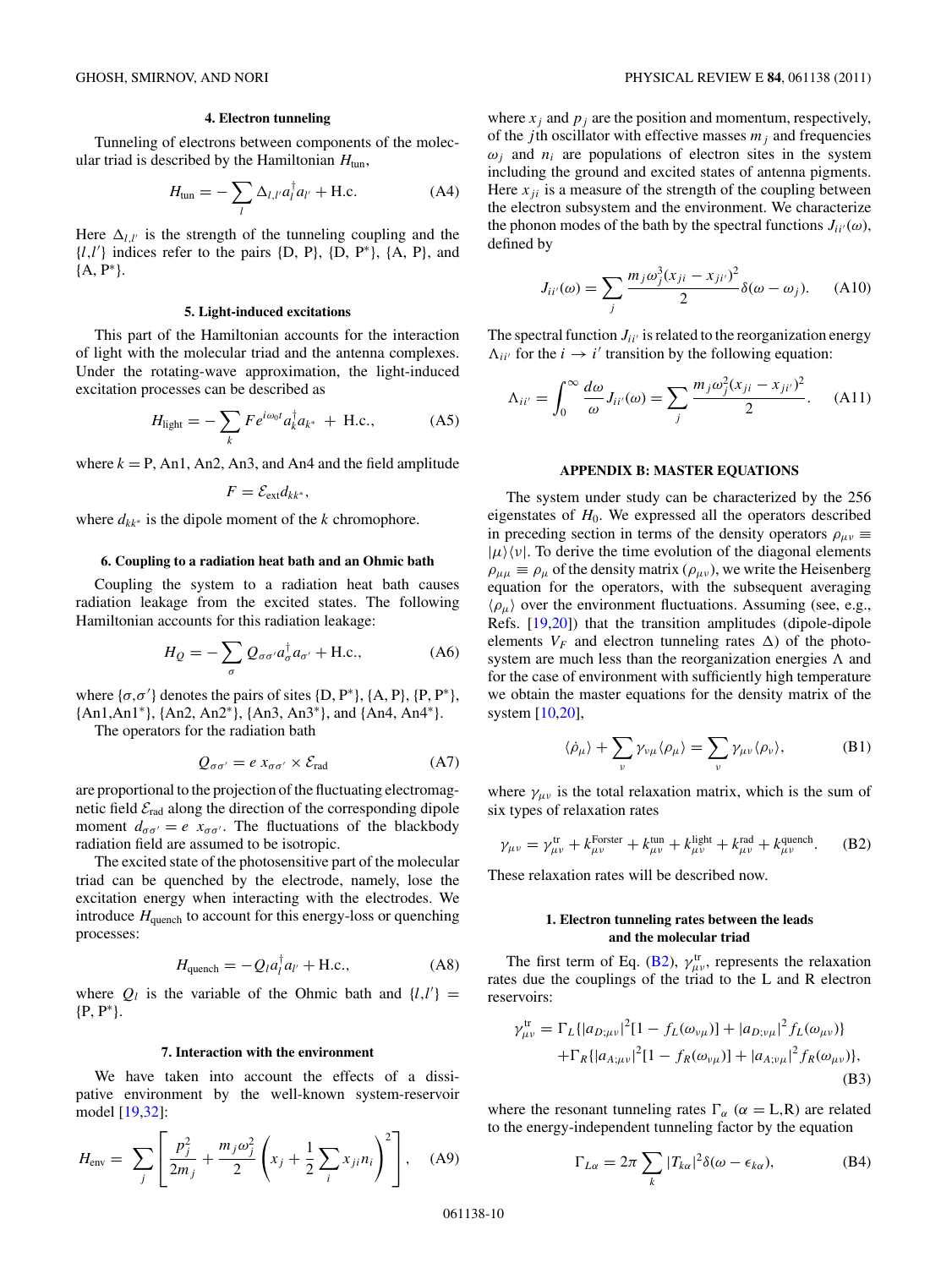#### 4. Electron tunneling

Tunneling of electrons between components of the molecular triad is described by the Hamiltonian $H_{\rm tun}$,

$$H_{\rm tun} = -\sum_{l} \Delta_{l,l'} a_l^{\dagger} a_{l'} + \text{H.c.} \tag{A4}$$

Here $\Delta_{l,l'}$ is the strength of the tunneling coupling and the $\{l,l'\}$ indices refer to the pairs {D, P}, {D, P*}, {A, P}, and {A, P*}.

#### 5. Light-induced excitations

This part of the Hamiltonian accounts for the interaction of light with the molecular triad and the antenna complexes. Under the rotating-wave approximation, the light-induced excitation processes can be described as

$$H_{\rm light} = -\sum_{k} F e^{i\omega_0 t} a_k^{\dagger} a_{k^*} + \text{H.c.}, \tag{A5}$$

where $k$ = P, An1, An2, An3, and An4 and the field amplitude

$$F = \mathcal{E}_{\rm ext} d_{kk^*},$$

where $d_{kk^*}$ is the dipole moment of the $k$ chromophore.

#### 6. Coupling to a radiation heat bath and an Ohmic bath

Coupling the system to a radiation heat bath causes radiation leakage from the excited states. The following Hamiltonian accounts for this radiation leakage:

$$H_Q = -\sum_{\sigma} Q_{\sigma\sigma'} a_{\sigma}^{\dagger} a_{\sigma'} + \text{H.c.}, \tag{A6}$$

where $\{\sigma,\sigma'\}$ denotes the pairs of sites {D, P*}, {A, P}, {P, P*}, {An1,An1*}, {An2, An2*}, {An3, An3*}, and {An4, An4*}.

The operators for the radiation bath

$$Q_{\sigma\sigma'} = e\, x_{\sigma\sigma'} \times \mathcal{E}_{\rm rad} \tag{A7}$$

are proportional to the projection of the fluctuating electromagnetic field $\mathcal{E}_{\rm rad}$ along the direction of the corresponding dipole moment $d_{\sigma\sigma'} = e\ x_{\sigma\sigma'}$. The fluctuations of the blackbody radiation field are assumed to be isotropic.

The excited state of the photosensitive part of the molecular triad can be quenched by the electrode, namely, lose the excitation energy when interacting with the electrodes. We introduce $H_{\rm quench}$ to account for this energy-loss or quenching processes:

$$H_{\rm quench} = -Q_l a_l^{\dagger} a_{l'} + \text{H.c.}, \tag{A8}$$

where $Q_l$ is the variable of the Ohmic bath and $\{l,l'\}$ = {P, P*}.

#### 7. Interaction with the environment

We have taken into account the effects of a dissipative environment by the well-known system-reservoir model [19,32]:

$$H_{\rm env} = \sum_{j} \left[ \frac{p_j^2}{2m_j} + \frac{m_j \omega_j^2}{2} \left( x_j + \frac{1}{2} \sum_i x_{ji} n_i \right)^2 \right], \tag{A9}$$

where $x_j$ and $p_j$ are the position and momentum, respectively, of the $j$th oscillator with effective masses $m_j$ and frequencies $\omega_j$ and $n_i$ are populations of electron sites in the system including the ground and excited states of antenna pigments. Here $x_{ji}$ is a measure of the strength of the coupling between the electron subsystem and the environment. We characterize the phonon modes of the bath by the spectral functions $J_{ii'}(\omega)$, defined by

$$J_{ii'}(\omega) = \sum_j \frac{m_j \omega_j^3 (x_{ji} - x_{ji'})^2}{2} \delta(\omega - \omega_j). \tag{A10}$$

The spectral function $J_{ii'}$ is related to the reorganization energy $\Lambda_{ii'}$ for the $i \to i'$ transition by the following equation:

$$\Lambda_{ii'} = \int_0^{\infty} \frac{d\omega}{\omega} J_{ii'}(\omega) = \sum_j \frac{m_j \omega_j^2 (x_{ji} - x_{ji'})^2}{2}. \tag{A11}$$

## APPENDIX B: MASTER EQUATIONS

The system under study can be characterized by the 256 eigenstates of $H_0$. We expressed all the operators described in preceding section in terms of the density operators $\rho_{\mu\nu} \equiv |\mu\rangle\langle\nu|$. To derive the time evolution of the diagonal elements $\rho_{\mu\mu} \equiv \rho_\mu$ of the density matrix ($\rho_{\mu\nu}$), we write the Heisenberg equation for the operators, with the subsequent averaging $\langle\rho_\mu\rangle$ over the environment fluctuations. Assuming (see, e.g., Refs. [19,20]) that the transition amplitudes (dipole-dipole elements $V_F$ and electron tunneling rates $\Delta$) of the photosystem are much less than the reorganization energies $\Lambda$ and for the case of environment with sufficiently high temperature we obtain the master equations for the density matrix of the system [10,20],

$$\langle\dot{\rho}_\mu\rangle + \sum_\nu \gamma_{\nu\mu} \langle\rho_\mu\rangle = \sum_\nu \gamma_{\mu\nu} \langle\rho_\nu\rangle, \tag{B1}$$

where $\gamma_{\mu\nu}$ is the total relaxation matrix, which is the sum of six types of relaxation rates

$$\gamma_{\mu\nu} = \gamma_{\mu\nu}^{\rm tr} + k_{\mu\nu}^{\rm Forster} + k_{\mu\nu}^{\rm tun} + k_{\mu\nu}^{\rm light} + k_{\mu\nu}^{\rm rad} + k_{\mu\nu}^{\rm quench}. \tag{B2}$$

These relaxation rates will be described now.

#### 1. Electron tunneling rates between the leads and the molecular triad

The first term of Eq. (B2), $\gamma_{\mu\nu}^{\rm tr}$, represents the relaxation rates due the couplings of the triad to the L and R electron reservoirs:

$$\begin{aligned}\gamma_{\mu\nu}^{\rm tr} = {} & \Gamma_L\{|a_{D;\mu\nu}|^2[1 - f_L(\omega_{\nu\mu})] + |a_{D;\nu\mu}|^2 f_L(\omega_{\mu\nu})\} \\ & + \Gamma_R\{|a_{A;\mu\nu}|^2[1 - f_R(\omega_{\nu\mu})] + |a_{A;\nu\mu}|^2 f_R(\omega_{\mu\nu})\},\end{aligned} \tag{B3}$$

where the resonant tunneling rates $\Gamma_\alpha$ ($\alpha$ = L,R) are related to the energy-independent tunneling factor by the equation

$$\Gamma_{L\alpha} = 2\pi \sum_k |T_{k\alpha}|^2 \delta(\omega - \epsilon_{k\alpha}), \tag{B4}$$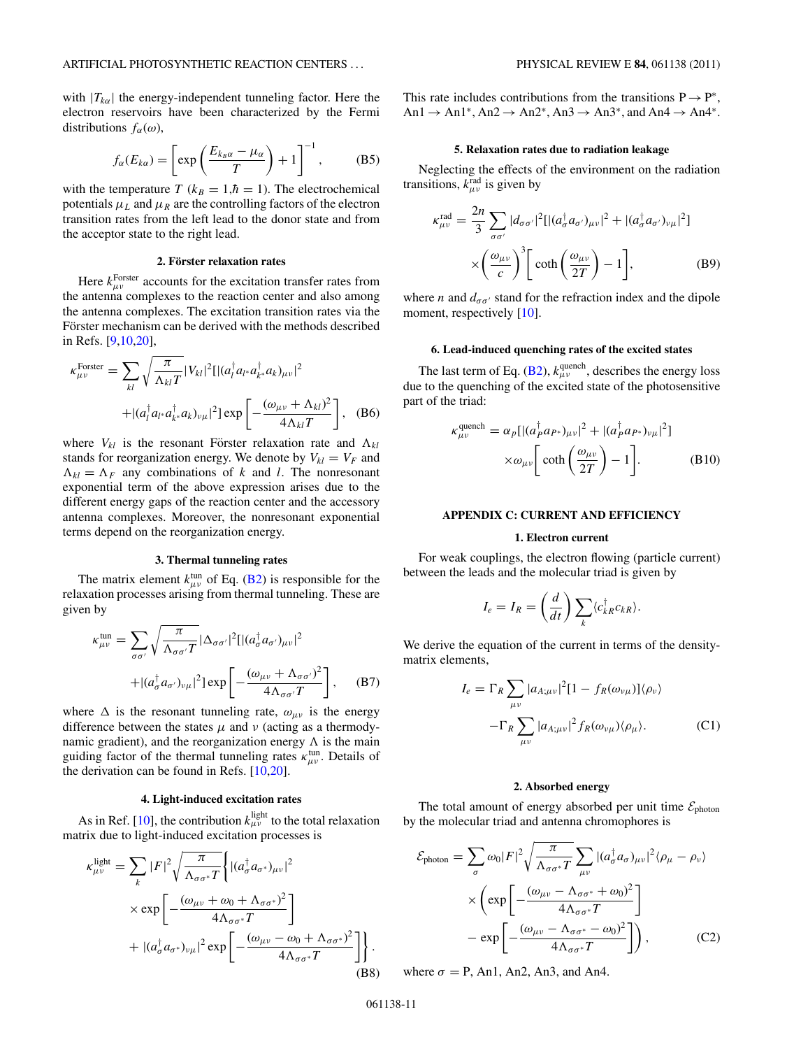with $|T_{k\alpha}|$ the energy-independent tunneling factor. Here the electron reservoirs have been characterized by the Fermi distributions $f_\alpha(\omega)$,

$$f_\alpha(E_{k\alpha}) = \left[\exp\left(\frac{E_{k_B\alpha} - \mu_\alpha}{T}\right) + 1\right]^{-1}, \tag{B5}$$

with the temperature $T$ ($k_B = 1, \hbar = 1$). The electrochemical potentials $\mu_L$ and $\mu_R$ are the controlling factors of the electron transition rates from the left lead to the donor state and from the acceptor state to the right lead.

### 2. Förster relaxation rates

Here $k_{\mu\nu}^{\text{Forster}}$ accounts for the excitation transfer rates from the antenna complexes to the reaction center and also among the antenna complexes. The excitation transition rates via the Förster mechanism can be derived with the methods described in Refs. [9,10,20],

$$\kappa_{\mu\nu}^{\text{Forster}} = \sum_{kl} \sqrt{\frac{\pi}{\Lambda_{kl} T}} |V_{kl}|^2 [|(a_l^\dagger a_{l^*} a_{k^*}^\dagger a_k)_{\mu\nu}|^2 + |(a_l^\dagger a_{l^*} a_{k^*}^\dagger a_k)_{\nu\mu}|^2] \exp\left[-\frac{(\omega_{\mu\nu} + \Lambda_{kl})^2}{4\Lambda_{kl} T}\right], \tag{B6}$$

where $V_{kl}$ is the resonant Förster relaxation rate and $\Lambda_{kl}$ stands for reorganization energy. We denote by $V_{kl} = V_F$ and $\Lambda_{kl} = \Lambda_F$ any combinations of $k$ and $l$. The nonresonant exponential term of the above expression arises due to the different energy gaps of the reaction center and the accessory antenna complexes. Moreover, the nonresonant exponential terms depend on the reorganization energy.

### 3. Thermal tunneling rates

The matrix element $k_{\mu\nu}^{\text{tun}}$ of Eq. (B2) is responsible for the relaxation processes arising from thermal tunneling. These are given by

$$\kappa_{\mu\nu}^{\text{tun}} = \sum_{\sigma\sigma'} \sqrt{\frac{\pi}{\Lambda_{\sigma\sigma'} T}} |\Delta_{\sigma\sigma'}|^2 [|(a_\sigma^\dagger a_{\sigma'})_{\mu\nu}|^2 + |(a_\sigma^\dagger a_{\sigma'})_{\nu\mu}|^2] \exp\left[-\frac{(\omega_{\mu\nu} + \Lambda_{\sigma\sigma'})^2}{4\Lambda_{\sigma\sigma'} T}\right], \tag{B7}$$

where $\Delta$ is the resonant tunneling rate, $\omega_{\mu\nu}$ is the energy difference between the states $\mu$ and $\nu$ (acting as a thermodynamic gradient), and the reorganization energy $\Lambda$ is the main guiding factor of the thermal tunneling rates $\kappa_{\mu\nu}^{\text{tun}}$. Details of the derivation can be found in Refs. [10,20].

### 4. Light-induced excitation rates

As in Ref. [10], the contribution $k_{\mu\nu}^{\text{light}}$ to the total relaxation matrix due to light-induced excitation processes is

$$\kappa_{\mu\nu}^{\text{light}} = \sum_k |F|^2 \sqrt{\frac{\pi}{\Lambda_{\sigma\sigma^*} T}} \left\{ |(a_\sigma^\dagger a_{\sigma^*})_{\mu\nu}|^2 \times \exp\left[-\frac{(\omega_{\mu\nu} + \omega_0 + \Lambda_{\sigma\sigma^*})^2}{4\Lambda_{\sigma\sigma^*} T}\right] + |(a_\sigma^\dagger a_{\sigma^*})_{\nu\mu}|^2 \exp\left[-\frac{(\omega_{\mu\nu} - \omega_0 + \Lambda_{\sigma\sigma^*})^2}{4\Lambda_{\sigma\sigma^*} T}\right] \right\}. \tag{B8}$$

This rate includes contributions from the transitions $\text{P} \rightarrow \text{P}^*$, $\text{An1} \rightarrow \text{An1}^*$, $\text{An2} \rightarrow \text{An2}^*$, $\text{An3} \rightarrow \text{An3}^*$, and $\text{An4} \rightarrow \text{An4}^*$.

### 5. Relaxation rates due to radiation leakage

Neglecting the effects of the environment on the radiation transitions, $k_{\mu\nu}^{\text{rad}}$ is given by

$$\kappa_{\mu\nu}^{\text{rad}} = \frac{2n}{3} \sum_{\sigma\sigma'} |d_{\sigma\sigma'}|^2 [|(a_\sigma^\dagger a_{\sigma'})_{\mu\nu}|^2 + |(a_\sigma^\dagger a_{\sigma'})_{\nu\mu}|^2] \times \left(\frac{\omega_{\mu\nu}}{c}\right)^3 \left[\coth\left(\frac{\omega_{\mu\nu}}{2T}\right) - 1\right], \tag{B9}$$

where $n$ and $d_{\sigma\sigma'}$ stand for the refraction index and the dipole moment, respectively [10].

### 6. Lead-induced quenching rates of the excited states

The last term of Eq. (B2), $k_{\mu\nu}^{\text{quench}}$, describes the energy loss due to the quenching of the excited state of the photosensitive part of the triad:

$$\kappa_{\mu\nu}^{\text{quench}} = \alpha_p [|(a_P^\dagger a_{P^*})_{\mu\nu}|^2 + |(a_P^\dagger a_{P^*})_{\nu\mu}|^2] \times \omega_{\mu\nu} \left[\coth\left(\frac{\omega_{\mu\nu}}{2T}\right) - 1\right]. \tag{B10}$$

## APPENDIX C: CURRENT AND EFFICIENCY

### 1. Electron current

For weak couplings, the electron flowing (particle current) between the leads and the molecular triad is given by

$$I_e = I_R = \left(\frac{d}{dt}\right) \sum_k \langle c_{kR}^\dagger c_{kR} \rangle.$$

We derive the equation of the current in terms of the density-matrix elements,

$$I_e = \Gamma_R \sum_{\mu\nu} |a_{A;\mu\nu}|^2 [1 - f_R(\omega_{\nu\mu})] \langle \rho_\nu \rangle - \Gamma_R \sum_{\mu\nu} |a_{A;\mu\nu}|^2 f_R(\omega_{\nu\mu}) \langle \rho_\mu \rangle. \tag{C1}$$

### 2. Absorbed energy

The total amount of energy absorbed per unit time $\mathcal{E}_{\text{photon}}$ by the molecular triad and antenna chromophores is

$$\mathcal{E}_{\text{photon}} = \sum_\sigma \omega_0 |F|^2 \sqrt{\frac{\pi}{\Lambda_{\sigma\sigma^*} T}} \sum_{\mu\nu} |(a_\sigma^\dagger a_\sigma)_{\mu\nu}|^2 \langle \rho_\mu - \rho_\nu \rangle \times \left( \exp\left[-\frac{(\omega_{\mu\nu} - \Lambda_{\sigma\sigma^*} + \omega_0)^2}{4\Lambda_{\sigma\sigma^*} T}\right] - \exp\left[-\frac{(\omega_{\mu\nu} - \Lambda_{\sigma\sigma^*} - \omega_0)^2}{4\Lambda_{\sigma\sigma^*} T}\right] \right), \tag{C2}$$

where $\sigma = \text{P}$, An1, An2, An3, and An4.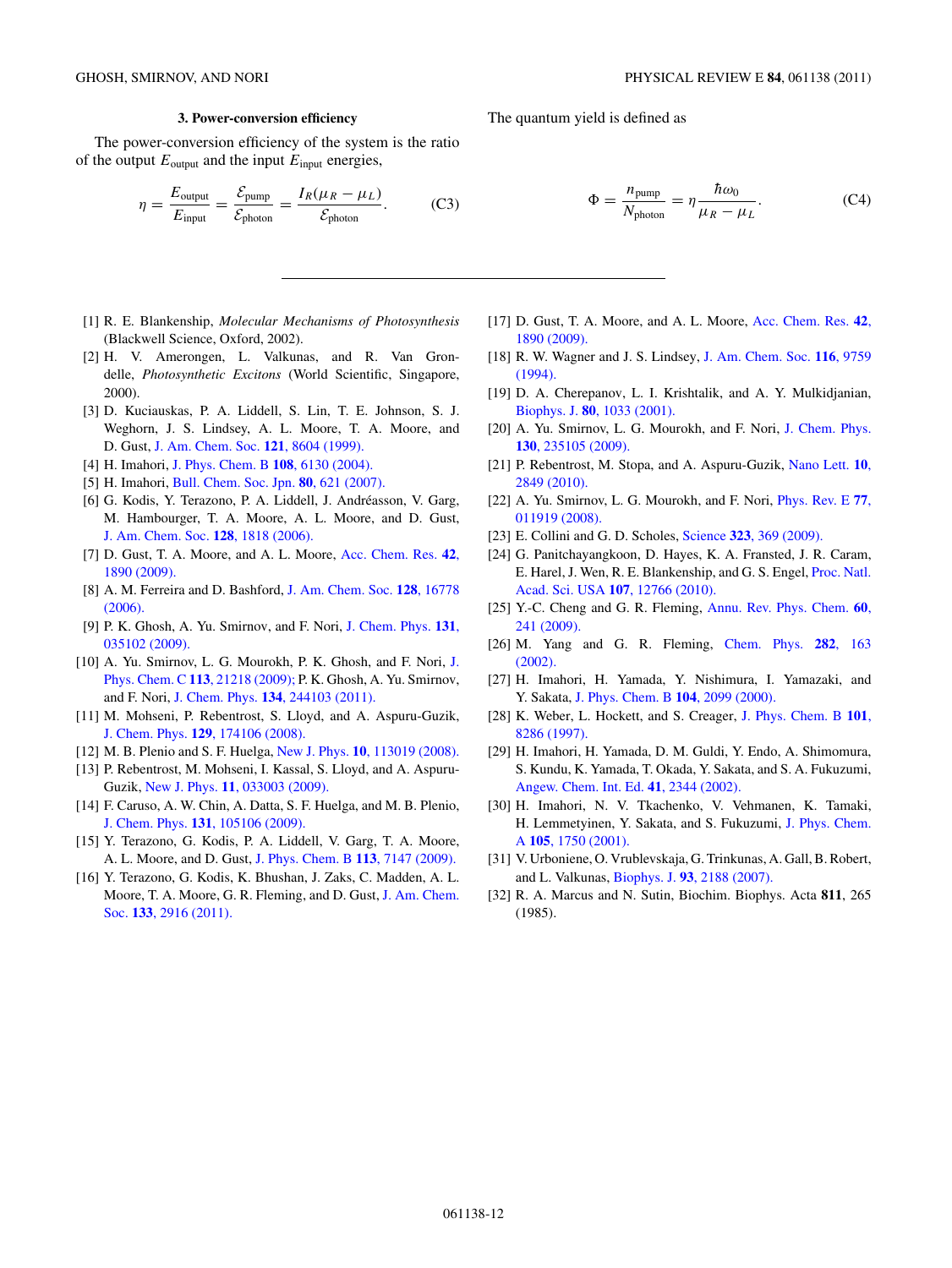### 3. Power-conversion efficiency

The power-conversion efficiency of the system is the ratio of the output $E_{\text{output}}$ and the input $E_{\text{input}}$ energies,

$$\eta = \frac{E_{\text{output}}}{E_{\text{input}}} = \frac{\mathcal{E}_{\text{pump}}}{\mathcal{E}_{\text{photon}}} = \frac{I_R(\mu_R - \mu_L)}{\mathcal{E}_{\text{photon}}}. \tag{C3}$$

The quantum yield is defined as

$$\Phi = \frac{n_{\text{pump}}}{N_{\text{photon}}} = \eta \frac{\hbar\omega_0}{\mu_R - \mu_L}. \tag{C4}$$

---

[1] R. E. Blankenship, *Molecular Mechanisms of Photosynthesis* (Blackwell Science, Oxford, 2002).

[2] H. V. Amerongen, L. Valkunas, and R. Van Grondelle, *Photosynthetic Excitons* (World Scientific, Singapore, 2000).

[3] D. Kuciauskas, P. A. Liddell, S. Lin, T. E. Johnson, S. J. Weghorn, J. S. Lindsey, A. L. Moore, T. A. Moore, and D. Gust, J. Am. Chem. Soc. **121**, 8604 (1999).

[4] H. Imahori, J. Phys. Chem. B **108**, 6130 (2004).

[5] H. Imahori, Bull. Chem. Soc. Jpn. **80**, 621 (2007).

[6] G. Kodis, Y. Terazono, P. A. Liddell, J. Andréasson, V. Garg, M. Hambourger, T. A. Moore, A. L. Moore, and D. Gust, J. Am. Chem. Soc. **128**, 1818 (2006).

[7] D. Gust, T. A. Moore, and A. L. Moore, Acc. Chem. Res. **42**, 1890 (2009).

[8] A. M. Ferreira and D. Bashford, J. Am. Chem. Soc. **128**, 16778 (2006).

[9] P. K. Ghosh, A. Yu. Smirnov, and F. Nori, J. Chem. Phys. **131**, 035102 (2009).

[10] A. Yu. Smirnov, L. G. Mourokh, P. K. Ghosh, and F. Nori, J. Phys. Chem. C **113**, 21218 (2009); P. K. Ghosh, A. Yu. Smirnov, and F. Nori, J. Chem. Phys. **134**, 244103 (2011).

[11] M. Mohseni, P. Rebentrost, S. Lloyd, and A. Aspuru-Guzik, J. Chem. Phys. **129**, 174106 (2008).

[12] M. B. Plenio and S. F. Huelga, New J. Phys. **10**, 113019 (2008).

[13] P. Rebentrost, M. Mohseni, I. Kassal, S. Lloyd, and A. Aspuru-Guzik, New J. Phys. **11**, 033003 (2009).

[14] F. Caruso, A. W. Chin, A. Datta, S. F. Huelga, and M. B. Plenio, J. Chem. Phys. **131**, 105106 (2009).

[15] Y. Terazono, G. Kodis, P. A. Liddell, V. Garg, T. A. Moore, A. L. Moore, and D. Gust, J. Phys. Chem. B **113**, 7147 (2009).

[16] Y. Terazono, G. Kodis, K. Bhushan, J. Zaks, C. Madden, A. L. Moore, T. A. Moore, G. R. Fleming, and D. Gust, J. Am. Chem. Soc. **133**, 2916 (2011).

[17] D. Gust, T. A. Moore, and A. L. Moore, Acc. Chem. Res. **42**, 1890 (2009).

[18] R. W. Wagner and J. S. Lindsey, J. Am. Chem. Soc. **116**, 9759 (1994).

[19] D. A. Cherepanov, L. I. Krishtalik, and A. Y. Mulkidjanian, Biophys. J. **80**, 1033 (2001).

[20] A. Yu. Smirnov, L. G. Mourokh, and F. Nori, J. Chem. Phys. **130**, 235105 (2009).

[21] P. Rebentrost, M. Stopa, and A. Aspuru-Guzik, Nano Lett. **10**, 2849 (2010).

[22] A. Yu. Smirnov, L. G. Mourokh, and F. Nori, Phys. Rev. E **77**, 011919 (2008).

[23] E. Collini and G. D. Scholes, Science **323**, 369 (2009).

[24] G. Panitchayangkoon, D. Hayes, K. A. Fransted, J. R. Caram, E. Harel, J. Wen, R. E. Blankenship, and G. S. Engel, Proc. Natl. Acad. Sci. USA **107**, 12766 (2010).

[25] Y.-C. Cheng and G. R. Fleming, Annu. Rev. Phys. Chem. **60**, 241 (2009).

[26] M. Yang and G. R. Fleming, Chem. Phys. **282**, 163 (2002).

[27] H. Imahori, H. Yamada, Y. Nishimura, I. Yamazaki, and Y. Sakata, J. Phys. Chem. B **104**, 2099 (2000).

[28] K. Weber, L. Hockett, and S. Creager, J. Phys. Chem. B **101**, 8286 (1997).

[29] H. Imahori, H. Yamada, D. M. Guldi, Y. Endo, A. Shimomura, S. Kundu, K. Yamada, T. Okada, Y. Sakata, and S. A. Fukuzumi, Angew. Chem. Int. Ed. **41**, 2344 (2002).

[30] H. Imahori, N. V. Tkachenko, V. Vehmanen, K. Tamaki, H. Lemmetyinen, Y. Sakata, and S. Fukuzumi, J. Phys. Chem. A **105**, 1750 (2001).

[31] V. Urboniene, O. Vrublevskaja, G. Trinkunas, A. Gall, B. Robert, and L. Valkunas, Biophys. J. **93**, 2188 (2007).

[32] R. A. Marcus and N. Sutin, Biochim. Biophys. Acta **811**, 265 (1985).